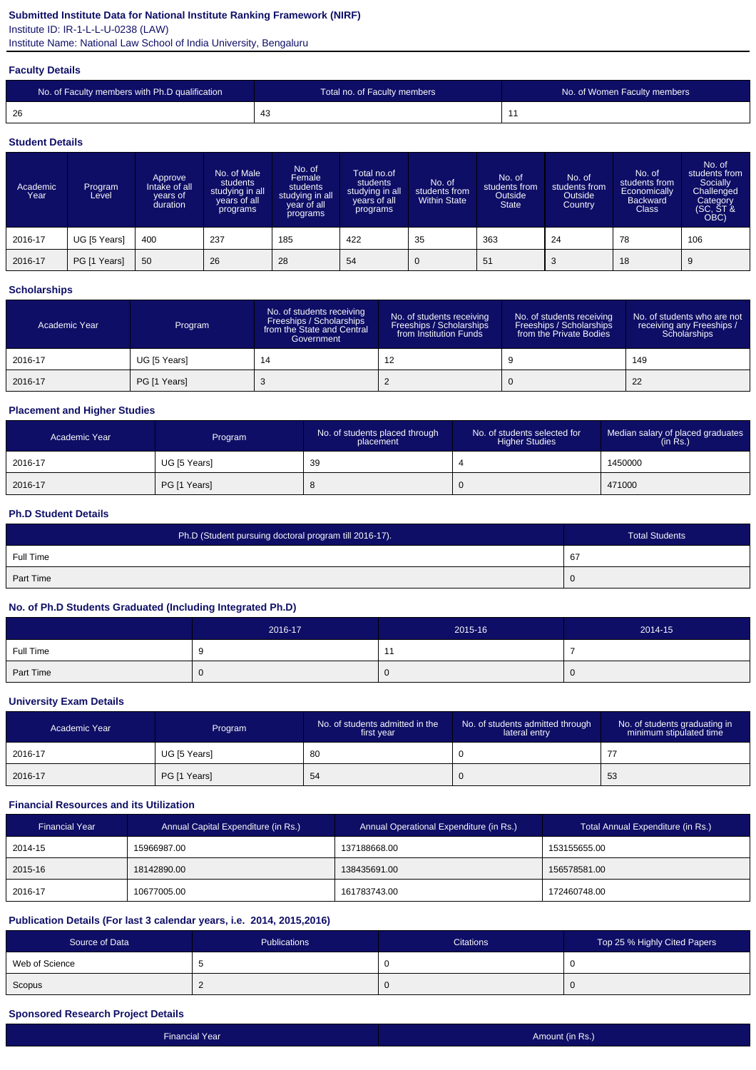**Submitted Institute Data for National Institute Ranking Framework (NIRF)**

Institute ID: IR-1-L-L-U-0238 (LAW)

Institute Name: National Law School of India University, Bengaluru

### Faculty Details

| No. of Faculty members with Ph.D qualification | Total no. of Faculty members | No. of Women Faculty members |
|---|---|---|
| 26 | 43 | 11 |

### Student Details

| Academic Year | Program Level | Approve Intake of all years of duration | No. of Male students studying in all years of all programs | No. of Female students studying in all year of all programs | Total no.of students studying in all years of all programs | No. of students from Within State | No. of students from Outside State | No. of students from Outside Country | No. of students from Economically Backward Class | No. of students from Socially Challenged Category (SC, ST & OBC) |
|---|---|---|---|---|---|---|---|---|---|---|
| 2016-17 | UG [5 Years] | 400 | 237 | 185 | 422 | 35 | 363 | 24 | 78 | 106 |
| 2016-17 | PG [1 Years] | 50 | 26 | 28 | 54 | 0 | 51 | 3 | 18 | 9 |

### Scholarships

| Academic Year | Program | No. of students receiving Freeships / Scholarships from the State and Central Government | No. of students receiving Freeships / Scholarships from Institution Funds | No. of students receiving Freeships / Scholarships from the Private Bodies | No. of students who are not receiving any Freeships / Scholarships |
|---|---|---|---|---|---|
| 2016-17 | UG [5 Years] | 14 | 12 | 9 | 149 |
| 2016-17 | PG [1 Years] | 3 | 2 | 0 | 22 |

### Placement and Higher Studies

| Academic Year | Program | No. of students placed through placement | No. of students selected for Higher Studies | Median salary of placed graduates (in Rs.) |
|---|---|---|---|---|
| 2016-17 | UG [5 Years] | 39 | 4 | 1450000 |
| 2016-17 | PG [1 Years] | 8 | 0 | 471000 |

### Ph.D Student Details

| Ph.D (Student pursuing doctoral program till 2016-17). | Total Students |
|---|---|
| Full Time | 67 |
| Part Time | 0 |

### No. of Ph.D Students Graduated (Including Integrated Ph.D)

| | 2016-17 | 2015-16 | 2014-15 |
|---|---|---|---|
| Full Time | 9 | 11 | 7 |
| Part Time | 0 | 0 | 0 |

### University Exam Details

| Academic Year | Program | No. of students admitted in the first year | No. of students admitted through lateral entry | No. of students graduating in minimum stipulated time |
|---|---|---|---|---|
| 2016-17 | UG [5 Years] | 80 | 0 | 77 |
| 2016-17 | PG [1 Years] | 54 | 0 | 53 |

### Financial Resources and its Utilization

| Financial Year | Annual Capital Expenditure (in Rs.) | Annual Operational Expenditure (in Rs.) | Total Annual Expenditure (in Rs.) |
|---|---|---|---|
| 2014-15 | 15966987.00 | 137188668.00 | 153155655.00 |
| 2015-16 | 18142890.00 | 138435691.00 | 156578581.00 |
| 2016-17 | 10677005.00 | 161783743.00 | 172460748.00 |

### Publication Details (For last 3 calendar years, i.e. 2014, 2015,2016)

| Source of Data | Publications | Citations | Top 25 % Highly Cited Papers |
|---|---|---|---|
| Web of Science | 5 | 0 | 0 |
| Scopus | 2 | 0 | 0 |

### Sponsored Research Project Details

| Financial Year | Amount (in Rs.) |
|---|---|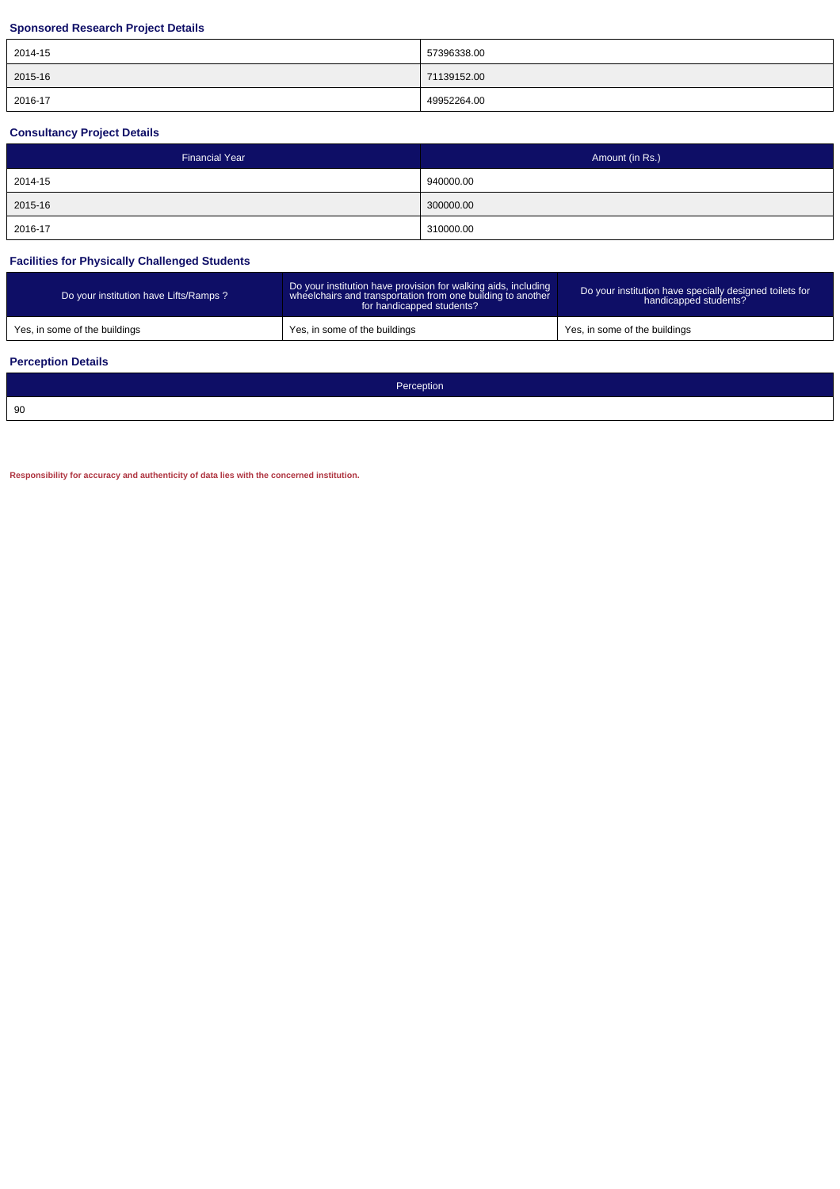### Sponsored Research Project Details

| | |
|---|---|
| 2014-15 | 57396338.00 |
| 2015-16 | 71139152.00 |
| 2016-17 | 49952264.00 |

### Consultancy Project Details

| Financial Year | Amount (in Rs.) |
|---|---|
| 2014-15 | 940000.00 |
| 2015-16 | 300000.00 |
| 2016-17 | 310000.00 |

### Facilities for Physically Challenged Students

| Do your institution have Lifts/Ramps ? | Do your institution have provision for walking aids, including wheelchairs and transportation from one building to another for handicapped students? | Do your institution have specially designed toilets for handicapped students? |
|---|---|---|
| Yes, in some of the buildings | Yes, in some of the buildings | Yes, in some of the buildings |

### Perception Details

| Perception |
|---|
| 90 |

**Responsibility for accuracy and authenticity of data lies with the concerned institution.**